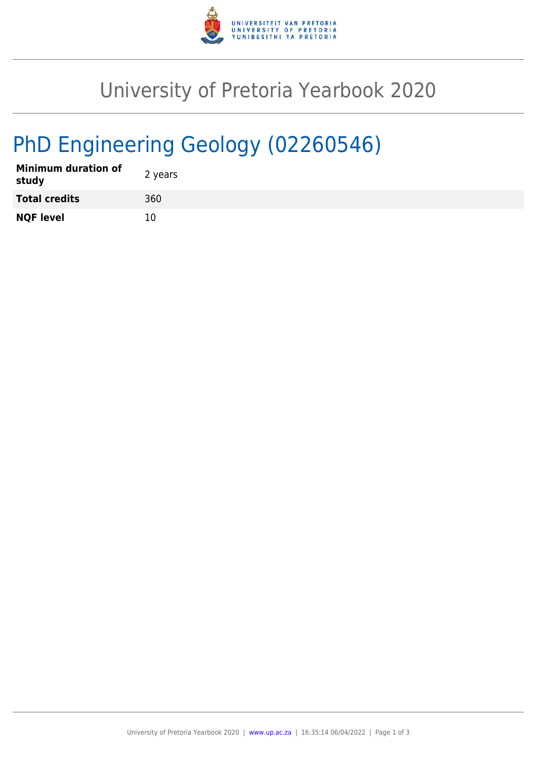# University of Pretoria Yearbook 2020

## PhD Engineering Geology (02260546)

| | |
|---|---|
| **Minimum duration of study** | 2 years |
| **Total credits** | 360 |
| **NQF level** | 10 |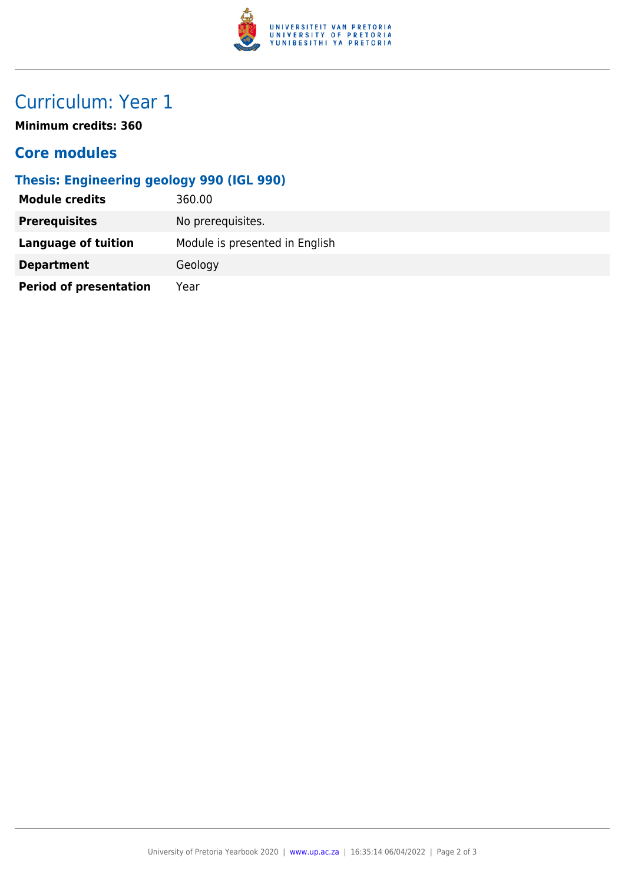# Curriculum: Year 1

**Minimum credits: 360**

## Core modules

### Thesis: Engineering geology 990 (IGL 990)

| | |
|---|---|
| **Module credits** | 360.00 |
| **Prerequisites** | No prerequisites. |
| **Language of tuition** | Module is presented in English |
| **Department** | Geology |
| **Period of presentation** | Year |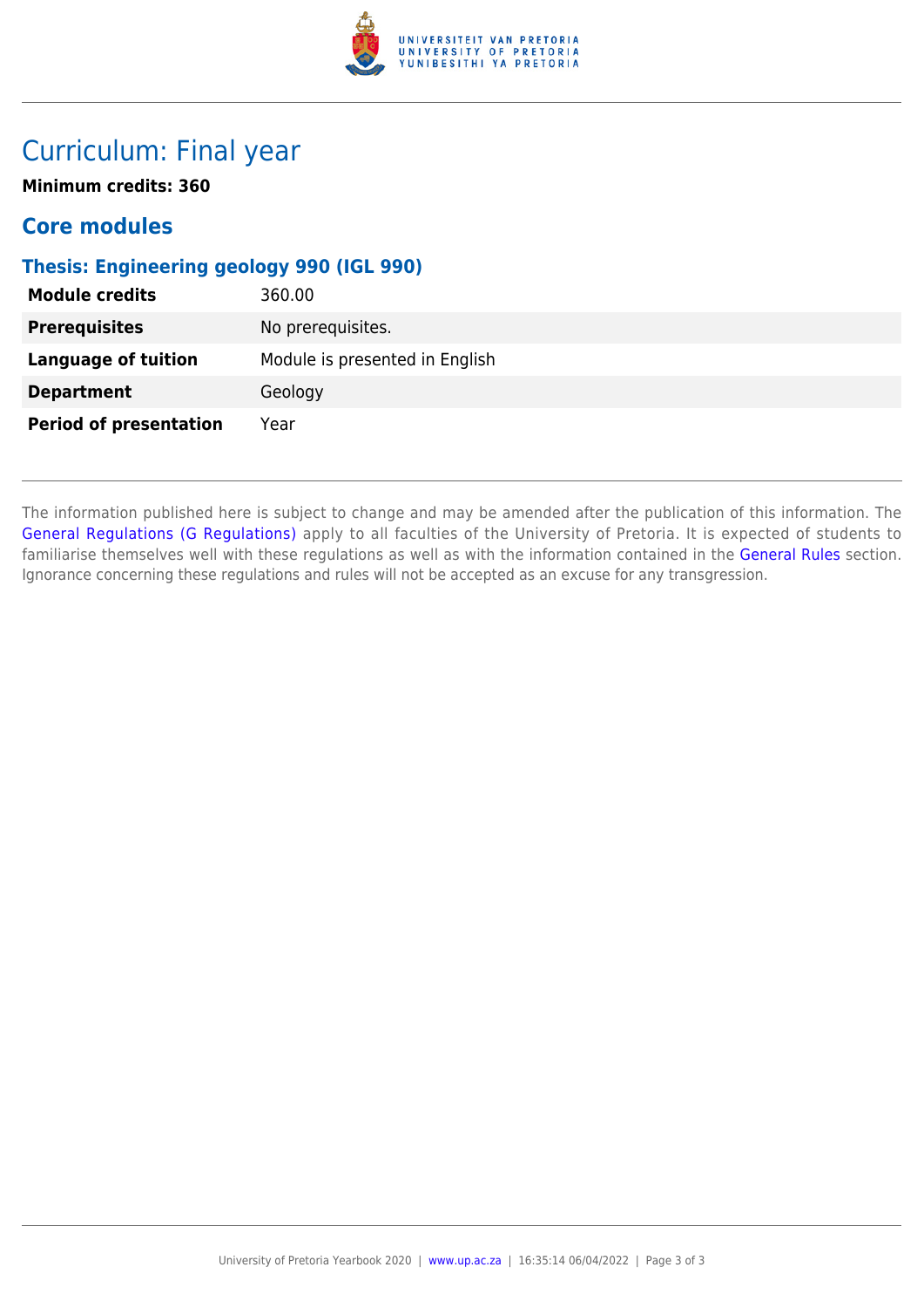# Curriculum: Final year

**Minimum credits: 360**

## Core modules

### Thesis: Engineering geology 990 (IGL 990)

| | |
|---|---|
| **Module credits** | 360.00 |
| **Prerequisites** | No prerequisites. |
| **Language of tuition** | Module is presented in English |
| **Department** | Geology |
| **Period of presentation** | Year |

The information published here is subject to change and may be amended after the publication of this information. The General Regulations (G Regulations) apply to all faculties of the University of Pretoria. It is expected of students to familiarise themselves well with these regulations as well as with the information contained in the General Rules section. Ignorance concerning these regulations and rules will not be accepted as an excuse for any transgression.